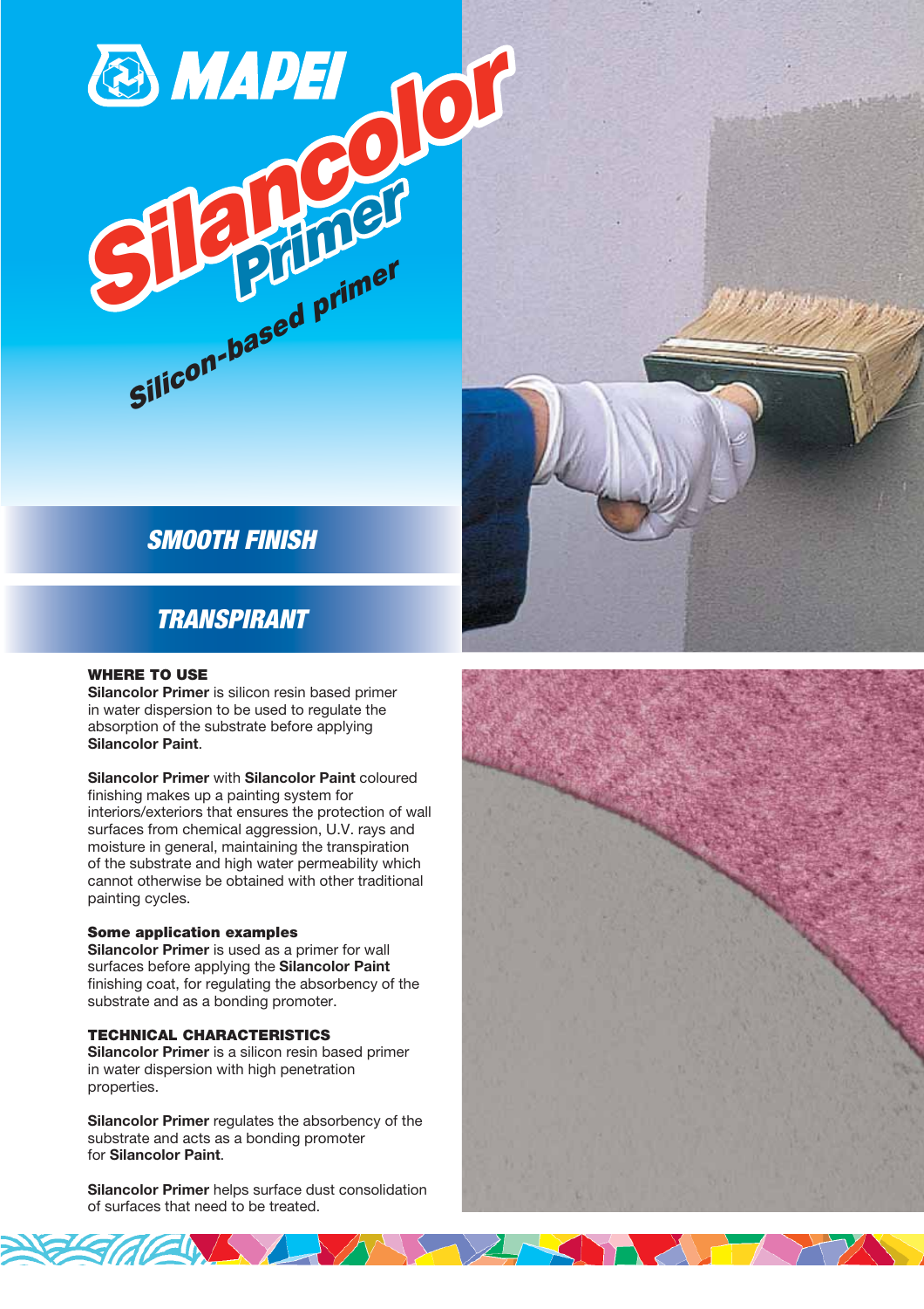MAPEI

# Silancolor Primer

## Silicon-based primer

**SMOOTH FINISH**

**TRANSPIRANT**

### WHERE TO USE

**Silancolor Primer** is silicon resin based primer in water dispersion to be used to regulate the absorption of the substrate before applying **Silancolor Paint**.

**Silancolor Primer** with **Silancolor Paint** coloured finishing makes up a painting system for interiors/exteriors that ensures the protection of wall surfaces from chemical aggression, U.V. rays and moisture in general, maintaining the transpiration of the substrate and high water permeability which cannot otherwise be obtained with other traditional painting cycles.

#### Some application examples

**Silancolor Primer** is used as a primer for wall surfaces before applying the **Silancolor Paint** finishing coat, for regulating the absorbency of the substrate and as a bonding promoter.

### TECHNICAL CHARACTERISTICS

**Silancolor Primer** is a silicon resin based primer in water dispersion with high penetration properties.

**Silancolor Primer** regulates the absorbency of the substrate and acts as a bonding promoter for **Silancolor Paint**.

**Silancolor Primer** helps surface dust consolidation of surfaces that need to be treated.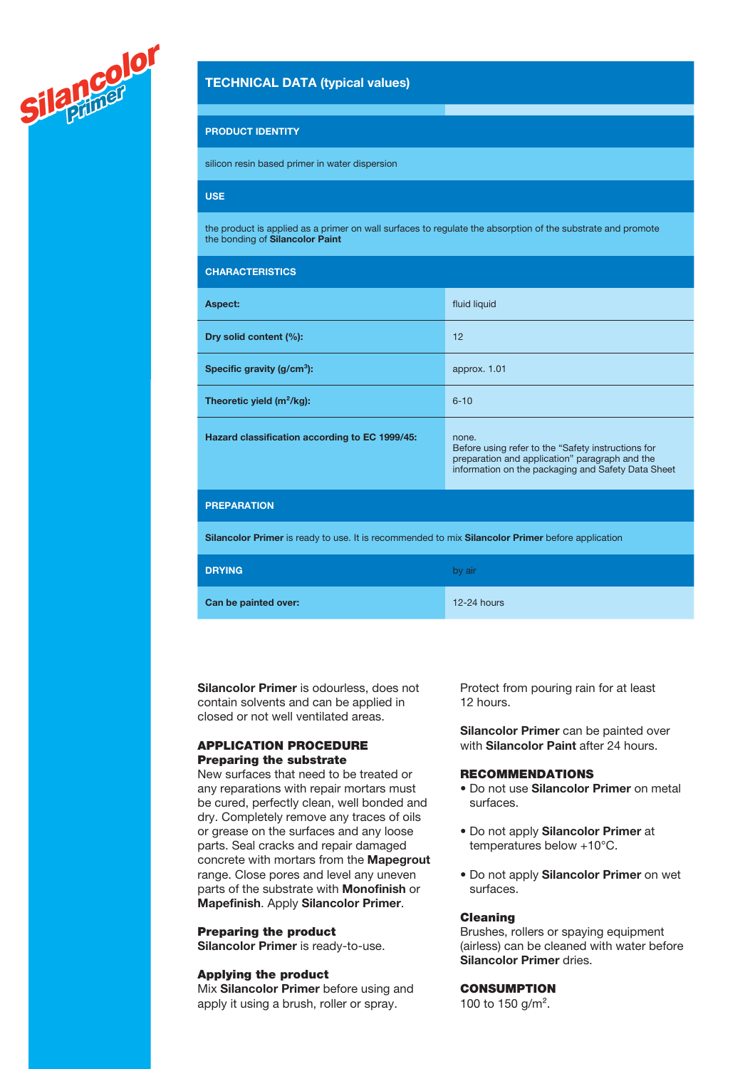Silancolor Primer

## TECHNICAL DATA (typical values)

| PRODUCT IDENTITY | |
|---|---|
| silicon resin based primer in water dispersion | |
| **USE** | |
| the product is applied as a primer on wall surfaces to regulate the absorption of the substrate and promote the bonding of **Silancolor Paint** | |
| **CHARACTERISTICS** | |
| **Aspect:** | fluid liquid |
| **Dry solid content (%):** | 12 |
| **Specific gravity (g/cm³):** | approx. 1.01 |
| **Theoretic yield (m²/kg):** | 6-10 |
| **Hazard classification according to EC 1999/45:** | none. Before using refer to the “Safety instructions for preparation and application” paragraph and the information on the packaging and Safety Data Sheet |
| **PREPARATION** | |
| **Silancolor Primer** is ready to use. It is recommended to mix **Silancolor Primer** before application | |
| **DRYING** | by air |
| **Can be painted over:** | 12-24 hours |

**Silancolor Primer** is odourless, does not contain solvents and can be applied in closed or not well ventilated areas.

### APPLICATION PROCEDURE

**Preparing the substrate**

New surfaces that need to be treated or any reparations with repair mortars must be cured, perfectly clean, well bonded and dry. Completely remove any traces of oils or grease on the surfaces and any loose parts. Seal cracks and repair damaged concrete with mortars from the **Mapegrout** range. Close pores and level any uneven parts of the substrate with **Monofinish** or **Mapefinish**. Apply **Silancolor Primer**.

**Preparing the product**

**Silancolor Primer** is ready-to-use.

**Applying the product**

Mix **Silancolor Primer** before using and apply it using a brush, roller or spray.

Protect from pouring rain for at least 12 hours.

**Silancolor Primer** can be painted over with **Silancolor Paint** after 24 hours.

### RECOMMENDATIONS

- Do not use **Silancolor Primer** on metal surfaces.
- Do not apply **Silancolor Primer** at temperatures below +10°C.
- Do not apply **Silancolor Primer** on wet surfaces.

**Cleaning**

Brushes, rollers or spaying equipment (airless) can be cleaned with water before **Silancolor Primer** dries.

### CONSUMPTION

100 to 150 g/m².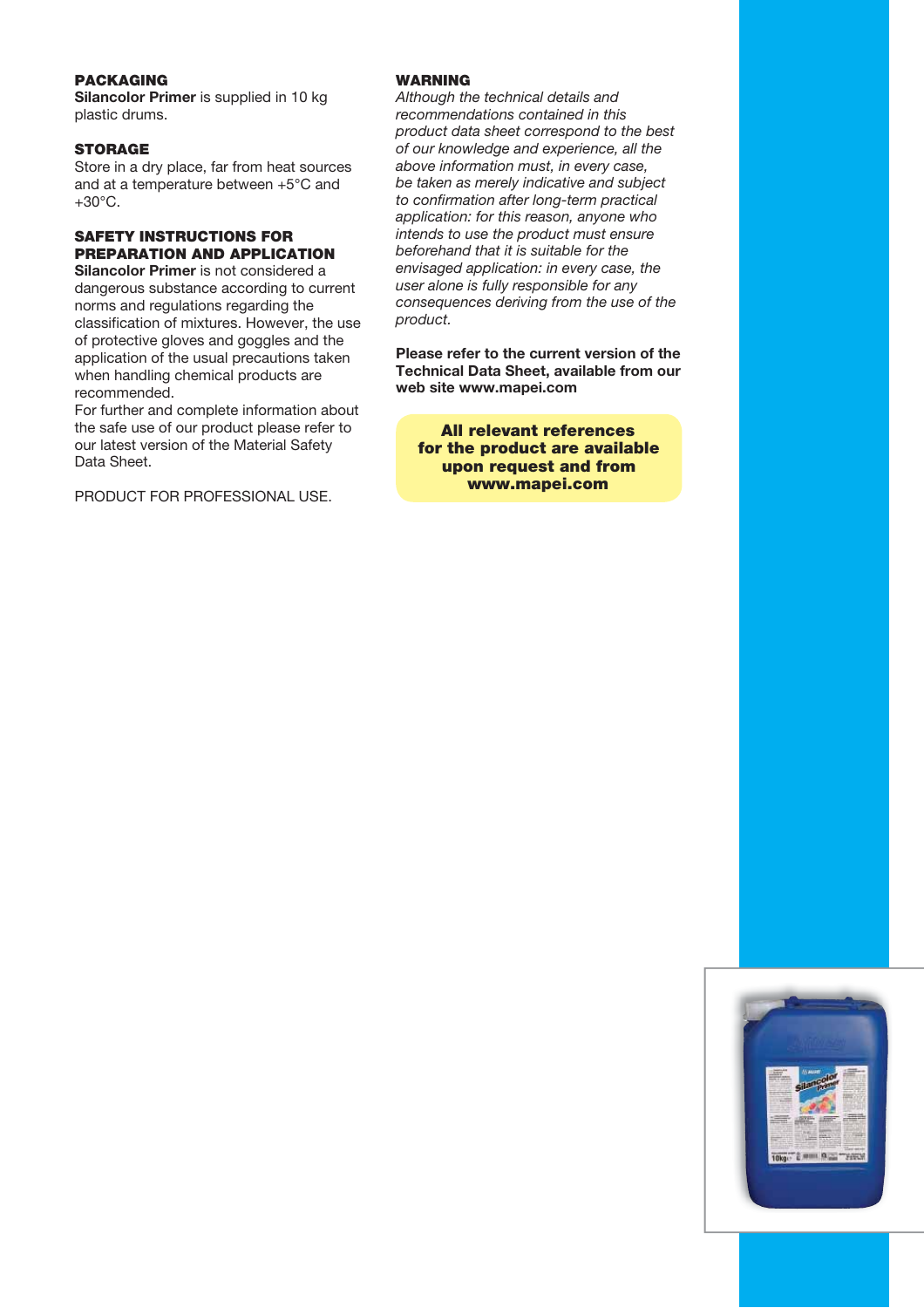## PACKAGING

**Silancolor Primer** is supplied in 10 kg plastic drums.

## STORAGE

Store in a dry place, far from heat sources and at a temperature between +5°C and +30°C.

## SAFETY INSTRUCTIONS FOR PREPARATION AND APPLICATION

**Silancolor Primer** is not considered a dangerous substance according to current norms and regulations regarding the classification of mixtures. However, the use of protective gloves and goggles and the application of the usual precautions taken when handling chemical products are recommended.
For further and complete information about the safe use of our product please refer to our latest version of the Material Safety Data Sheet.

PRODUCT FOR PROFESSIONAL USE.

## WARNING

*Although the technical details and recommendations contained in this product data sheet correspond to the best of our knowledge and experience, all the above information must, in every case, be taken as merely indicative and subject to confirmation after long-term practical application: for this reason, anyone who intends to use the product must ensure beforehand that it is suitable for the envisaged application: in every case, the user alone is fully responsible for any consequences deriving from the use of the product.*

**Please refer to the current version of the Technical Data Sheet, available from our web site www.mapei.com**

**All relevant references for the product are available upon request and from www.mapei.com**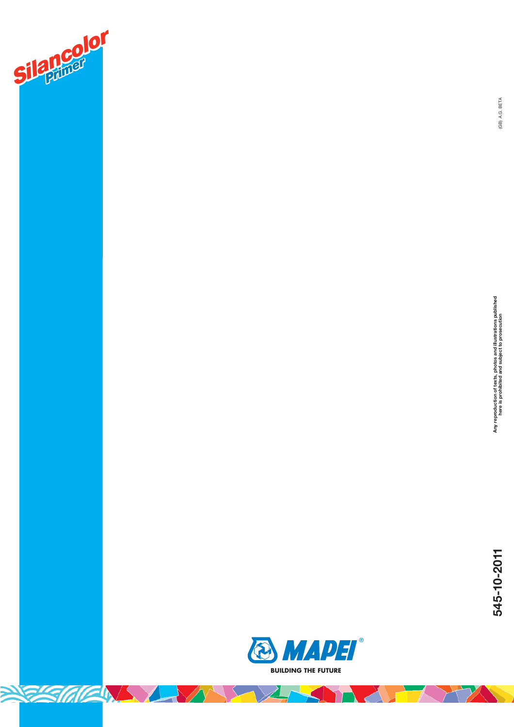Silancolor Primer

Any reproduction of texts, photos and illustrations published here is prohibited and subject to prosecution

(GB) A.G. BETA

545-10-2011

MAPEI®

BUILDING THE FUTURE